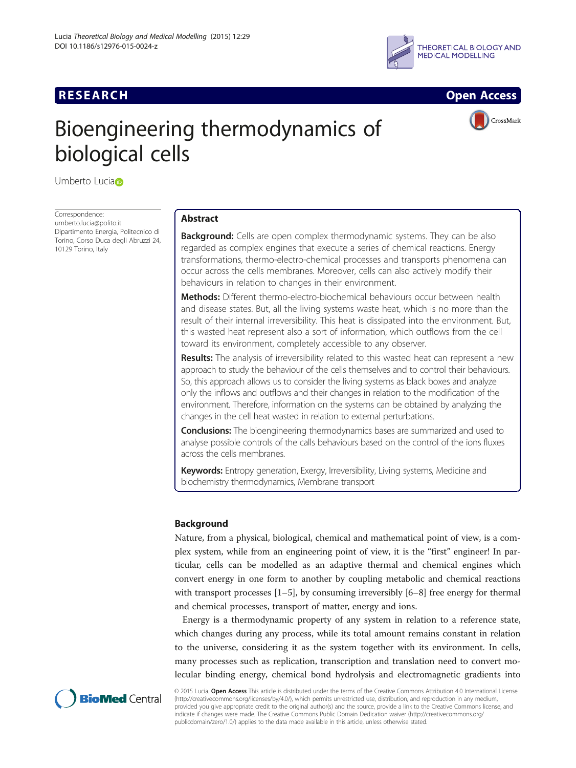RESEARCH

Open Access

# Bioengineering thermodynamics of biological cells

Umberto Lucia

Correspondence: umberto.lucia@polito.it
Dipartimento Energia, Politecnico di Torino, Corso Duca degli Abruzzi 24, 10129 Torino, Italy

## Abstract

**Background:** Cells are open complex thermodynamic systems. They can be also regarded as complex engines that execute a series of chemical reactions. Energy transformations, thermo-electro-chemical processes and transports phenomena can occur across the cells membranes. Moreover, cells can also actively modify their behaviours in relation to changes in their environment.

**Methods:** Different thermo-electro-biochemical behaviours occur between health and disease states. But, all the living systems waste heat, which is no more than the result of their internal irreversibility. This heat is dissipated into the environment. But, this wasted heat represent also a sort of information, which outflows from the cell toward its environment, completely accessible to any observer.

**Results:** The analysis of irreversibility related to this wasted heat can represent a new approach to study the behaviour of the cells themselves and to control their behaviours. So, this approach allows us to consider the living systems as black boxes and analyze only the inflows and outflows and their changes in relation to the modification of the environment. Therefore, information on the systems can be obtained by analyzing the changes in the cell heat wasted in relation to external perturbations.

**Conclusions:** The bioengineering thermodynamics bases are summarized and used to analyse possible controls of the calls behaviours based on the control of the ions fluxes across the cells membranes.

**Keywords:** Entropy generation, Exergy, Irreversibility, Living systems, Medicine and biochemistry thermodynamics, Membrane transport

## Background

Nature, from a physical, biological, chemical and mathematical point of view, is a complex system, while from an engineering point of view, it is the "first" engineer! In particular, cells can be modelled as an adaptive thermal and chemical engines which convert energy in one form to another by coupling metabolic and chemical reactions with transport processes [1–5], by consuming irreversibly [6–8] free energy for thermal and chemical processes, transport of matter, energy and ions.

Energy is a thermodynamic property of any system in relation to a reference state, which changes during any process, while its total amount remains constant in relation to the universe, considering it as the system together with its environment. In cells, many processes such as replication, transcription and translation need to convert molecular binding energy, chemical bond hydrolysis and electromagnetic gradients into

© 2015 Lucia. **Open Access** This article is distributed under the terms of the Creative Commons Attribution 4.0 International License (http://creativecommons.org/licenses/by/4.0/), which permits unrestricted use, distribution, and reproduction in any medium, provided you give appropriate credit to the original author(s) and the source, provide a link to the Creative Commons license, and indicate if changes were made. The Creative Commons Public Domain Dedication waiver (http://creativecommons.org/publicdomain/zero/1.0/) applies to the data made available in this article, unless otherwise stated.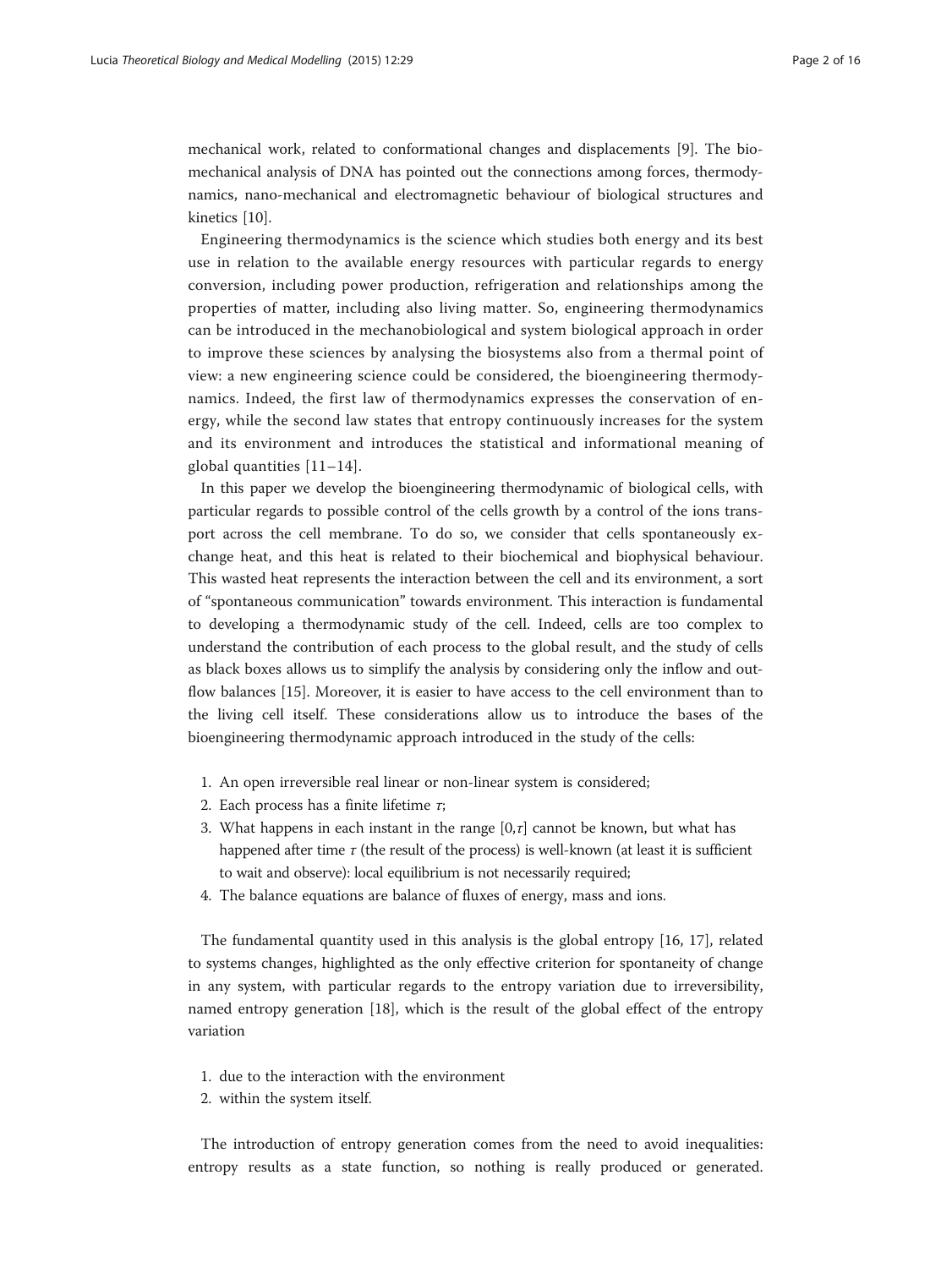mechanical work, related to conformational changes and displacements [9]. The biomechanical analysis of DNA has pointed out the connections among forces, thermodynamics, nano-mechanical and electromagnetic behaviour of biological structures and kinetics [10].

Engineering thermodynamics is the science which studies both energy and its best use in relation to the available energy resources with particular regards to energy conversion, including power production, refrigeration and relationships among the properties of matter, including also living matter. So, engineering thermodynamics can be introduced in the mechanobiological and system biological approach in order to improve these sciences by analysing the biosystems also from a thermal point of view: a new engineering science could be considered, the bioengineering thermodynamics. Indeed, the first law of thermodynamics expresses the conservation of energy, while the second law states that entropy continuously increases for the system and its environment and introduces the statistical and informational meaning of global quantities [11–14].

In this paper we develop the bioengineering thermodynamic of biological cells, with particular regards to possible control of the cells growth by a control of the ions transport across the cell membrane. To do so, we consider that cells spontaneously exchange heat, and this heat is related to their biochemical and biophysical behaviour. This wasted heat represents the interaction between the cell and its environment, a sort of "spontaneous communication" towards environment. This interaction is fundamental to developing a thermodynamic study of the cell. Indeed, cells are too complex to understand the contribution of each process to the global result, and the study of cells as black boxes allows us to simplify the analysis by considering only the inflow and outflow balances [15]. Moreover, it is easier to have access to the cell environment than to the living cell itself. These considerations allow us to introduce the bases of the bioengineering thermodynamic approach introduced in the study of the cells:

1. An open irreversible real linear or non-linear system is considered;
2. Each process has a finite lifetime $\tau$;
3. What happens in each instant in the range $[0,\tau]$ cannot be known, but what has happened after time $\tau$ (the result of the process) is well-known (at least it is sufficient to wait and observe): local equilibrium is not necessarily required;
4. The balance equations are balance of fluxes of energy, mass and ions.

The fundamental quantity used in this analysis is the global entropy [16, 17], related to systems changes, highlighted as the only effective criterion for spontaneity of change in any system, with particular regards to the entropy variation due to irreversibility, named entropy generation [18], which is the result of the global effect of the entropy variation

1. due to the interaction with the environment
2. within the system itself.

The introduction of entropy generation comes from the need to avoid inequalities: entropy results as a state function, so nothing is really produced or generated.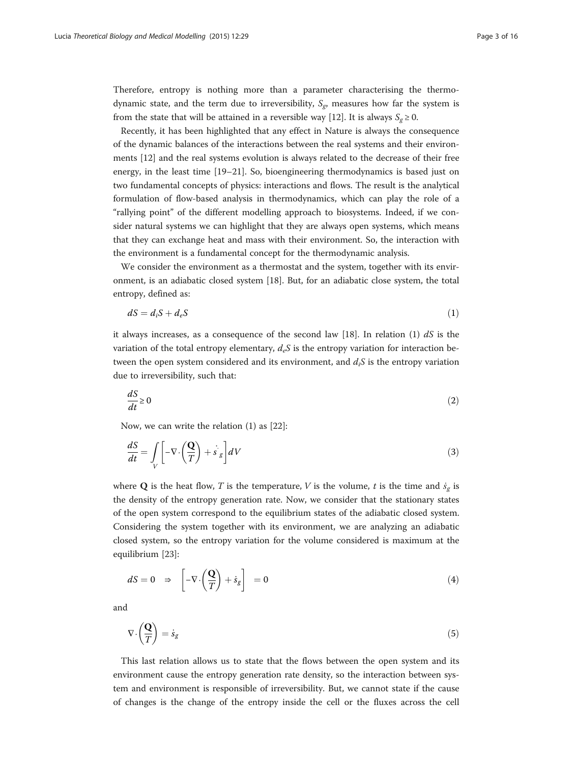Therefore, entropy is nothing more than a parameter characterising the thermodynamic state, and the term due to irreversibility, $S_g$, measures how far the system is from the state that will be attained in a reversible way [12]. It is always $S_g \geq 0$.

Recently, it has been highlighted that any effect in Nature is always the consequence of the dynamic balances of the interactions between the real systems and their environments [12] and the real systems evolution is always related to the decrease of their free energy, in the least time [19–21]. So, bioengineering thermodynamics is based just on two fundamental concepts of physics: interactions and flows. The result is the analytical formulation of flow-based analysis in thermodynamics, which can play the role of a "rallying point" of the different modelling approach to biosystems. Indeed, if we consider natural systems we can highlight that they are always open systems, which means that they can exchange heat and mass with their environment. So, the interaction with the environment is a fundamental concept for the thermodynamic analysis.

We consider the environment as a thermostat and the system, together with its environment, is an adiabatic closed system [18]. But, for an adiabatic close system, the total entropy, defined as:

$$dS = d_i S + d_e S \tag{1}$$

it always increases, as a consequence of the second law [18]. In relation (1) $dS$ is the variation of the total entropy elementary, $d_e S$ is the entropy variation for interaction between the open system considered and its environment, and $d_i S$ is the entropy variation due to irreversibility, such that:

$$\frac{dS}{dt} \geq 0 \tag{2}$$

Now, we can write the relation (1) as [22]:

$$\frac{dS}{dt} = \int_V \left[ -\nabla \cdot \left( \frac{\mathbf{Q}}{T} \right) + \dot{s}_g \right] dV \tag{3}$$

where $\mathbf{Q}$ is the heat flow, $T$ is the temperature, $V$ is the volume, $t$ is the time and $\dot{s}_g$ is the density of the entropy generation rate. Now, we consider that the stationary states of the open system correspond to the equilibrium states of the adiabatic closed system. Considering the system together with its environment, we are analyzing an adiabatic closed system, so the entropy variation for the volume considered is maximum at the equilibrium [23]:

$$dS = 0 \quad \Rightarrow \quad \left[ -\nabla \cdot \left( \frac{\mathbf{Q}}{T} \right) + \dot{s}_g \right] = 0 \tag{4}$$

and

$$\nabla \cdot \left( \frac{\mathbf{Q}}{T} \right) = \dot{s}_g \tag{5}$$

This last relation allows us to state that the flows between the open system and its environment cause the entropy generation rate density, so the interaction between system and environment is responsible of irreversibility. But, we cannot state if the cause of changes is the change of the entropy inside the cell or the fluxes across the cell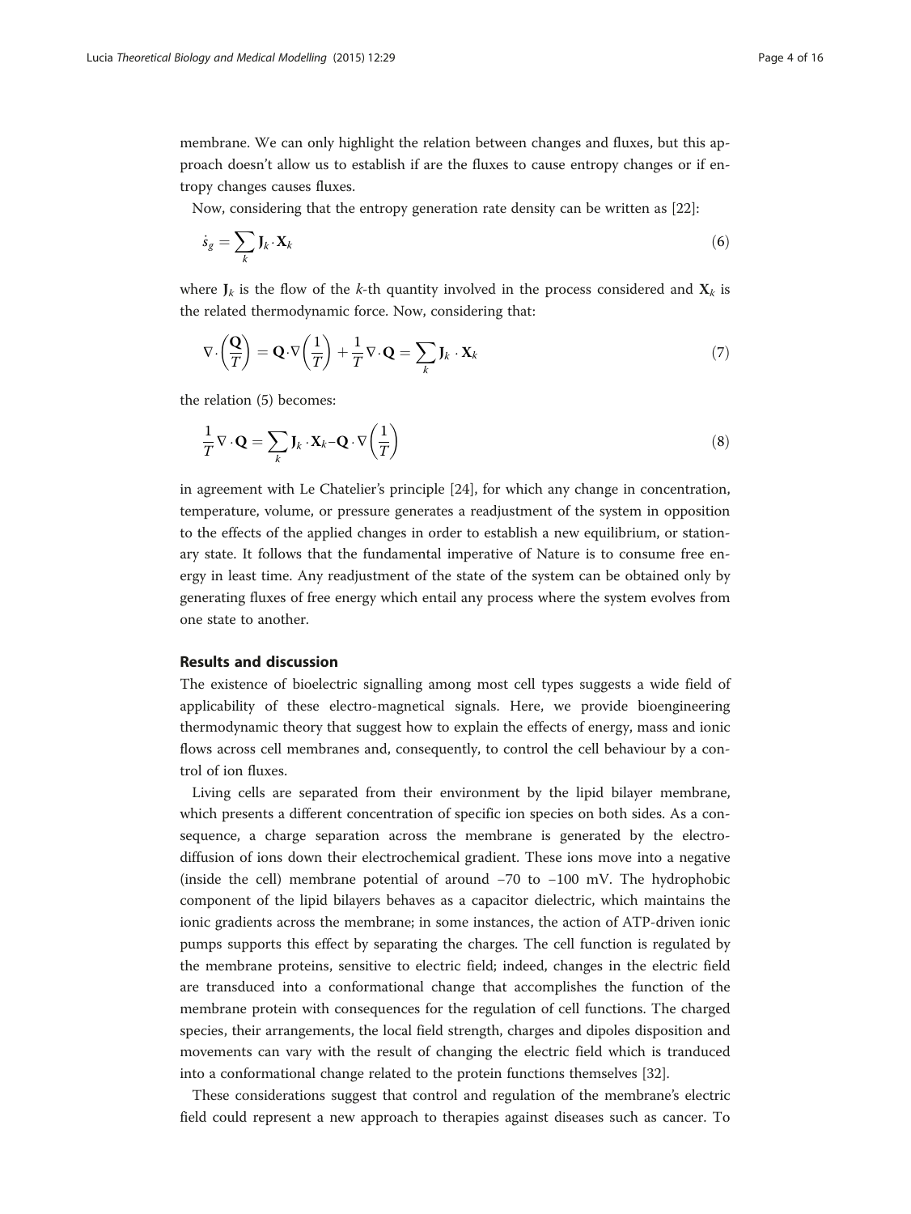membrane. We can only highlight the relation between changes and fluxes, but this approach doesn't allow us to establish if are the fluxes to cause entropy changes or if entropy changes causes fluxes.

Now, considering that the entropy generation rate density can be written as [22]:

$$\dot{s}_g = \sum_k \mathbf{J}_k \cdot \mathbf{X}_k \tag{6}$$

where $\mathbf{J}_k$ is the flow of the $k$-th quantity involved in the process considered and $\mathbf{X}_k$ is the related thermodynamic force. Now, considering that:

$$\nabla \cdot \left(\frac{\mathbf{Q}}{T}\right) = \mathbf{Q} \cdot \nabla \left(\frac{1}{T}\right) + \frac{1}{T} \nabla \cdot \mathbf{Q} = \sum_k \mathbf{J}_k \cdot \mathbf{X}_k \tag{7}$$

the relation (5) becomes:

$$\frac{1}{T} \nabla \cdot \mathbf{Q} = \sum_k \mathbf{J}_k \cdot \mathbf{X}_k - \mathbf{Q} \cdot \nabla \left(\frac{1}{T}\right) \tag{8}$$

in agreement with Le Chatelier's principle [24], for which any change in concentration, temperature, volume, or pressure generates a readjustment of the system in opposition to the effects of the applied changes in order to establish a new equilibrium, or stationary state. It follows that the fundamental imperative of Nature is to consume free energy in least time. Any readjustment of the state of the system can be obtained only by generating fluxes of free energy which entail any process where the system evolves from one state to another.

## Results and discussion

The existence of bioelectric signalling among most cell types suggests a wide field of applicability of these electro-magnetical signals. Here, we provide bioengineering thermodynamic theory that suggest how to explain the effects of energy, mass and ionic flows across cell membranes and, consequently, to control the cell behaviour by a control of ion fluxes.

Living cells are separated from their environment by the lipid bilayer membrane, which presents a different concentration of specific ion species on both sides. As a consequence, a charge separation across the membrane is generated by the electro-diffusion of ions down their electrochemical gradient. These ions move into a negative (inside the cell) membrane potential of around −70 to −100 mV. The hydrophobic component of the lipid bilayers behaves as a capacitor dielectric, which maintains the ionic gradients across the membrane; in some instances, the action of ATP-driven ionic pumps supports this effect by separating the charges. The cell function is regulated by the membrane proteins, sensitive to electric field; indeed, changes in the electric field are transduced into a conformational change that accomplishes the function of the membrane protein with consequences for the regulation of cell functions. The charged species, their arrangements, the local field strength, charges and dipoles disposition and movements can vary with the result of changing the electric field which is tranduced into a conformational change related to the protein functions themselves [32].

These considerations suggest that control and regulation of the membrane's electric field could represent a new approach to therapies against diseases such as cancer. To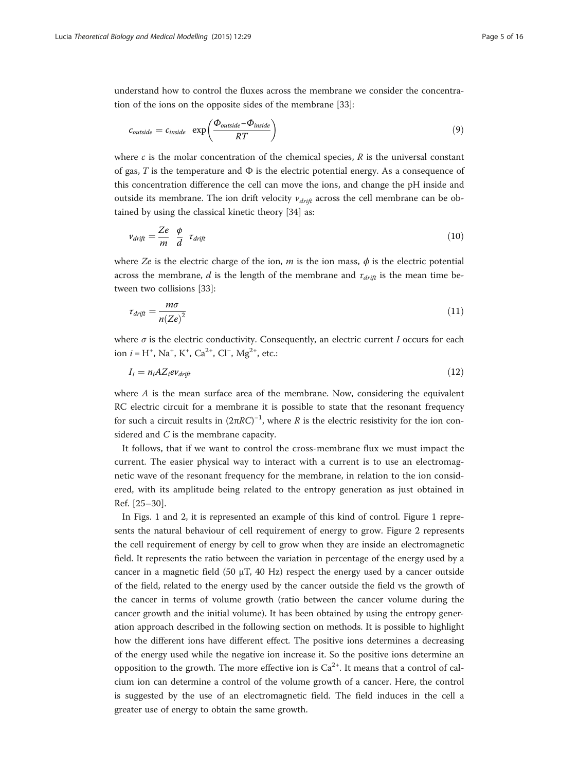understand how to control the fluxes across the membrane we consider the concentration of the ions on the opposite sides of the membrane [33]:

$$c_{outside} = c_{inside} \quad \exp\left(\frac{\Phi_{outside} - \Phi_{inside}}{RT}\right) \tag{9}$$

where $c$ is the molar concentration of the chemical species, $R$ is the universal constant of gas, $T$ is the temperature and $\Phi$ is the electric potential energy. As a consequence of this concentration difference the cell can move the ions, and change the pH inside and outside its membrane. The ion drift velocity $v_{drift}$ across the cell membrane can be obtained by using the classical kinetic theory [34] as:

$$v_{drift} = \frac{Ze}{m} \; \frac{\phi}{d} \; \tau_{drift} \tag{10}$$

where $Ze$ is the electric charge of the ion, $m$ is the ion mass, $\phi$ is the electric potential across the membrane, $d$ is the length of the membrane and $\tau_{drift}$ is the mean time between two collisions [33]:

$$\tau_{drift} = \frac{m\sigma}{n(Ze)^2} \tag{11}$$

where $\sigma$ is the electric conductivity. Consequently, an electric current $I$ occurs for each ion $i = H^+, Na^+, K^+, Ca^{2+}, Cl^-, Mg^{2+}$, etc.:

$$I_i = n_i A Z_i e v_{drift} \tag{12}$$

where $A$ is the mean surface area of the membrane. Now, considering the equivalent RC electric circuit for a membrane it is possible to state that the resonant frequency for such a circuit results in $(2\pi RC)^{-1}$, where $R$ is the electric resistivity for the ion considered and $C$ is the membrane capacity.

It follows, that if we want to control the cross-membrane flux we must impact the current. The easier physical way to interact with a current is to use an electromagnetic wave of the resonant frequency for the membrane, in relation to the ion considered, with its amplitude being related to the entropy generation as just obtained in Ref. [25–30].

In Figs. 1 and 2, it is represented an example of this kind of control. Figure 1 represents the natural behaviour of cell requirement of energy to grow. Figure 2 represents the cell requirement of energy by cell to grow when they are inside an electromagnetic field. It represents the ratio between the variation in percentage of the energy used by a cancer in a magnetic field (50 μT, 40 Hz) respect the energy used by a cancer outside of the field, related to the energy used by the cancer outside the field vs the growth of the cancer in terms of volume growth (ratio between the cancer volume during the cancer growth and the initial volume). It has been obtained by using the entropy generation approach described in the following section on methods. It is possible to highlight how the different ions have different effect. The positive ions determines a decreasing of the energy used while the negative ion increase it. So the positive ions determine an opposition to the growth. The more effective ion is $Ca^{2+}$. It means that a control of calcium ion can determine a control of the volume growth of a cancer. Here, the control is suggested by the use of an electromagnetic field. The field induces in the cell a greater use of energy to obtain the same growth.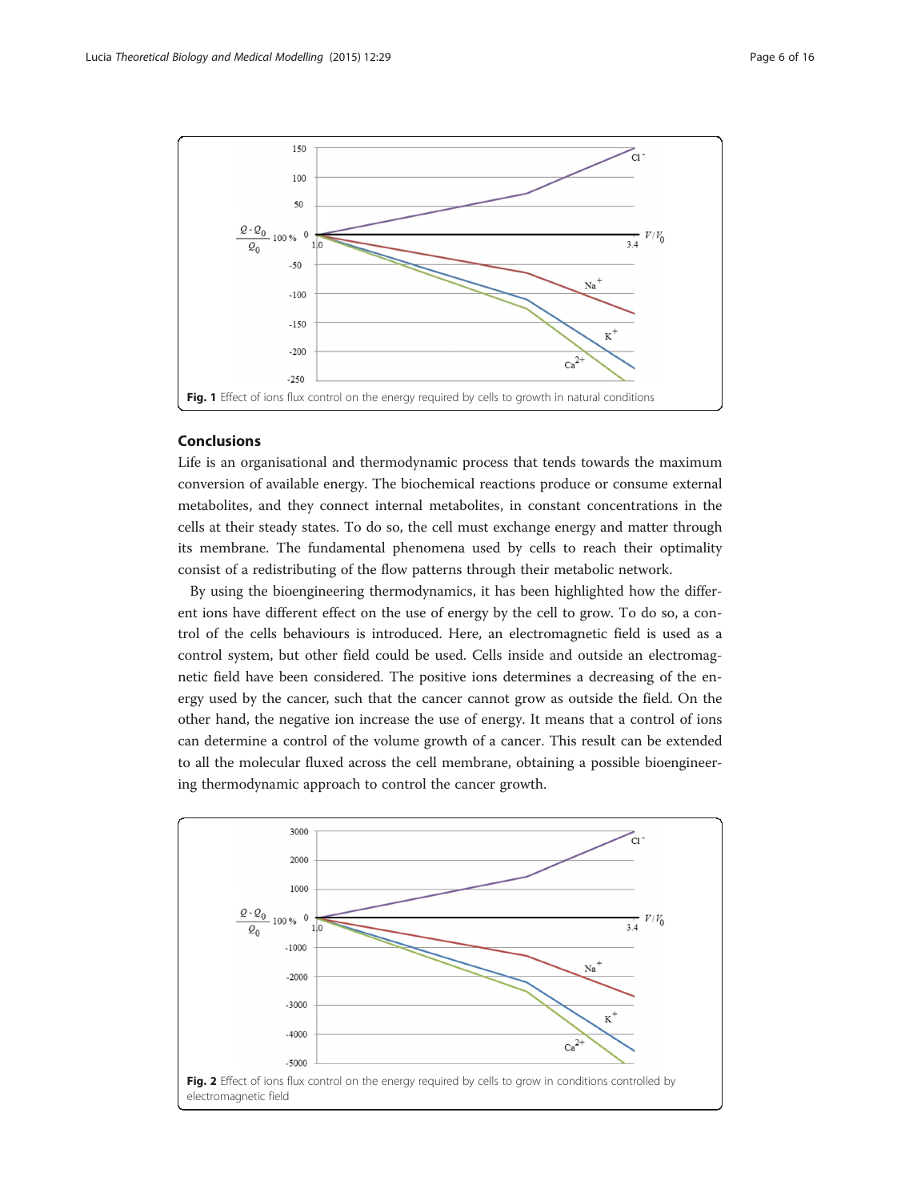Fig. 1 Effect of ions flux control on the energy required by cells to growth in natural conditions

## Conclusions

Life is an organisational and thermodynamic process that tends towards the maximum conversion of available energy. The biochemical reactions produce or consume external metabolites, and they connect internal metabolites, in constant concentrations in the cells at their steady states. To do so, the cell must exchange energy and matter through its membrane. The fundamental phenomena used by cells to reach their optimality consist of a redistributing of the flow patterns through their metabolic network.

By using the bioengineering thermodynamics, it has been highlighted how the different ions have different effect on the use of energy by the cell to grow. To do so, a control of the cells behaviours is introduced. Here, an electromagnetic field is used as a control system, but other field could be used. Cells inside and outside an electromagnetic field have been considered. The positive ions determines a decreasing of the energy used by the cancer, such that the cancer cannot grow as outside the field. On the other hand, the negative ion increase the use of energy. It means that a control of ions can determine a control of the volume growth of a cancer. This result can be extended to all the molecular fluxed across the cell membrane, obtaining a possible bioengineering thermodynamic approach to control the cancer growth.

Fig. 2 Effect of ions flux control on the energy required by cells to grow in conditions controlled by electromagnetic field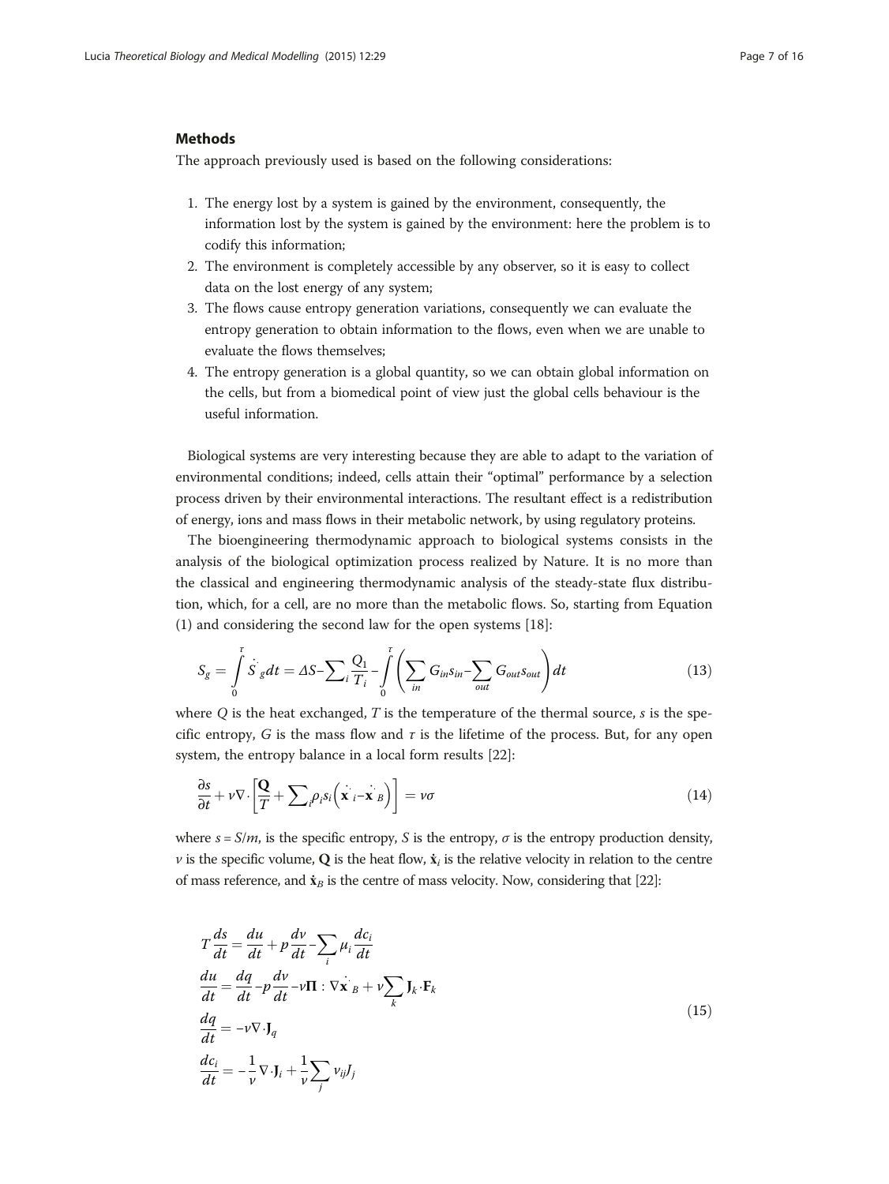## Methods

The approach previously used is based on the following considerations:

1. The energy lost by a system is gained by the environment, consequently, the information lost by the system is gained by the environment: here the problem is to codify this information;
2. The environment is completely accessible by any observer, so it is easy to collect data on the lost energy of any system;
3. The flows cause entropy generation variations, consequently we can evaluate the entropy generation to obtain information to the flows, even when we are unable to evaluate the flows themselves;
4. The entropy generation is a global quantity, so we can obtain global information on the cells, but from a biomedical point of view just the global cells behaviour is the useful information.

Biological systems are very interesting because they are able to adapt to the variation of environmental conditions; indeed, cells attain their "optimal" performance by a selection process driven by their environmental interactions. The resultant effect is a redistribution of energy, ions and mass flows in their metabolic network, by using regulatory proteins.

The bioengineering thermodynamic approach to biological systems consists in the analysis of the biological optimization process realized by Nature. It is no more than the classical and engineering thermodynamic analysis of the steady-state flux distribution, which, for a cell, are no more than the metabolic flows. So, starting from Equation (1) and considering the second law for the open systems [18]:

$$S_g = \int_0^\tau \dot{S}_g dt = \Delta S - \sum_i \frac{Q_1}{T_i} - \int_0^\tau \left( \sum_{in} G_{in} s_{in} - \sum_{out} G_{out} s_{out} \right) dt \tag{13}$$

where $Q$ is the heat exchanged, $T$ is the temperature of the thermal source, $s$ is the specific entropy, $G$ is the mass flow and $\tau$ is the lifetime of the process. But, for any open system, the entropy balance in a local form results [22]:

$$\frac{\partial s}{\partial t} + \nu \nabla \cdot \left[ \frac{\mathbf{Q}}{T} + \sum_i \rho_i s_i \left( \dot{\mathbf{x}}_i - \dot{\mathbf{x}}_B \right) \right] = \nu \sigma \tag{14}$$

where $s = S/m$, is the specific entropy, $S$ is the entropy, $\sigma$ is the entropy production density, $\nu$ is the specific volume, $\mathbf{Q}$ is the heat flow, $\dot{\mathbf{x}}_i$ is the relative velocity in relation to the centre of mass reference, and $\dot{\mathbf{x}}_B$ is the centre of mass velocity. Now, considering that [22]:

$$\begin{aligned}
T\frac{ds}{dt} &= \frac{du}{dt} + p\frac{d\nu}{dt} - \sum_i \mu_i \frac{dc_i}{dt} \\
\frac{du}{dt} &= \frac{dq}{dt} - p\frac{d\nu}{dt} - \nu \mathbf{\Pi} : \nabla \dot{\mathbf{x}}_B + \nu \sum_k \mathbf{J}_k \cdot \mathbf{F}_k \\
\frac{dq}{dt} &= -\nu \nabla \cdot \mathbf{J}_q \\
\frac{dc_i}{dt} &= -\frac{1}{\nu} \nabla \cdot \mathbf{J}_i + \frac{1}{\nu} \sum_j \nu_{ij} J_j
\end{aligned} \tag{15}$$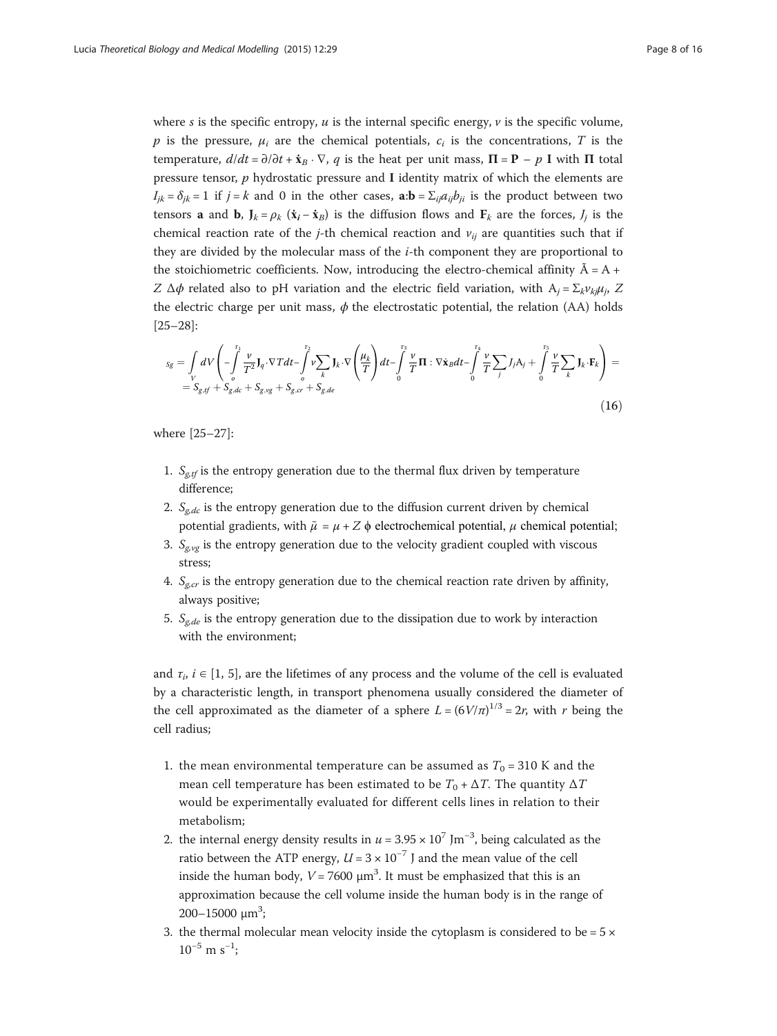where $s$ is the specific entropy, $u$ is the internal specific energy, $v$ is the specific volume, $p$ is the pressure, $\mu_i$ are the chemical potentials, $c_i$ are the concentrations, $T$ is the temperature, $d/dt = \partial/\partial t + \dot{\mathbf{x}}_B \cdot \nabla$, $q$ is the heat per unit mass, $\mathbf{\Pi} = \mathbf{P} - p\ \mathbf{I}$ with $\mathbf{\Pi}$ total pressure tensor, $p$ hydrostatic pressure and $\mathbf{I}$ identity matrix of which the elements are $I_{jk} = \delta_{jk} = 1$ if $j = k$ and 0 in the other cases, $\mathbf{a}:\mathbf{b} = \Sigma_{ij} a_{ij} b_{ji}$ is the product between two tensors $\mathbf{a}$ and $\mathbf{b}$, $\mathbf{J}_k = \rho_k\ (\dot{\mathbf{x}}_i - \dot{\mathbf{x}}_B)$ is the diffusion flows and $\mathbf{F}_k$ are the forces, $J_j$ is the chemical reaction rate of the $j$-th chemical reaction and $\nu_{ij}$ are quantities such that if they are divided by the molecular mass of the $i$-th component they are proportional to the stoichiometric coefficients. Now, introducing the electro-chemical affinity $\tilde{A} = A + Z\ \Delta\phi$ related also to pH variation and the electric field variation, with $A_j = \Sigma_k \nu_{kj}\mu_j$, $Z$ the electric charge per unit mass, $\phi$ the electrostatic potential, the relation (AA) holds [25–28]:

$$
\begin{aligned}
s_g = \int_V dV \Bigg( -\int_o^{\tau_1} \frac{v}{T^2} \mathbf{J}_q \cdot \nabla T dt - \int_o^{\tau_2} v \sum_k \mathbf{J}_k \cdot \nabla \left(\frac{\mu_k}{T}\right) dt - \int_0^{\tau_3} \frac{v}{T} \mathbf{\Pi} : \nabla \dot{\mathbf{x}}_B dt - \int_0^{\tau_4} \frac{v}{T} \sum_j J_j A_j + \int_0^{\tau_5} \frac{v}{T} \sum_k \mathbf{J}_k \cdot \mathbf{F}_k \Bigg) = \\
= S_{g,tf} + S_{g,dc} + S_{g,vg} + S_{g,cr} + S_{g,de}
\end{aligned}
\tag{16}
$$

where [25–27]:

1. $S_{g,tf}$ is the entropy generation due to the thermal flux driven by temperature difference;
2. $S_{g,dc}$ is the entropy generation due to the diffusion current driven by chemical potential gradients, with $\tilde{\mu} = \mu + Z\ \phi$ electrochemical potential, $\mu$ chemical potential;
3. $S_{g,vg}$ is the entropy generation due to the velocity gradient coupled with viscous stress;
4. $S_{g,cr}$ is the entropy generation due to the chemical reaction rate driven by affinity, always positive;
5. $S_{g,de}$ is the entropy generation due to the dissipation due to work by interaction with the environment;

and $\tau_i$, $i \in [1, 5]$, are the lifetimes of any process and the volume of the cell is evaluated by a characteristic length, in transport phenomena usually considered the diameter of the cell approximated as the diameter of a sphere $L = (6V/\pi)^{1/3} = 2r$, with $r$ being the cell radius;

1. the mean environmental temperature can be assumed as $T_0 = 310$ K and the mean cell temperature has been estimated to be $T_0 + \Delta T$. The quantity $\Delta T$ would be experimentally evaluated for different cells lines in relation to their metabolism;
2. the internal energy density results in $u = 3.95 \times 10^7$ $\text{J m}^{-3}$, being calculated as the ratio between the ATP energy, $U = 3 \times 10^{-7}$ J and the mean value of the cell inside the human body, $V = 7600$ $\mu\text{m}^3$. It must be emphasized that this is an approximation because the cell volume inside the human body is in the range of 200–15000 $\mu\text{m}^3$;
3. the thermal molecular mean velocity inside the cytoplasm is considered to be $= 5 \times 10^{-5}$ $\text{m s}^{-1}$;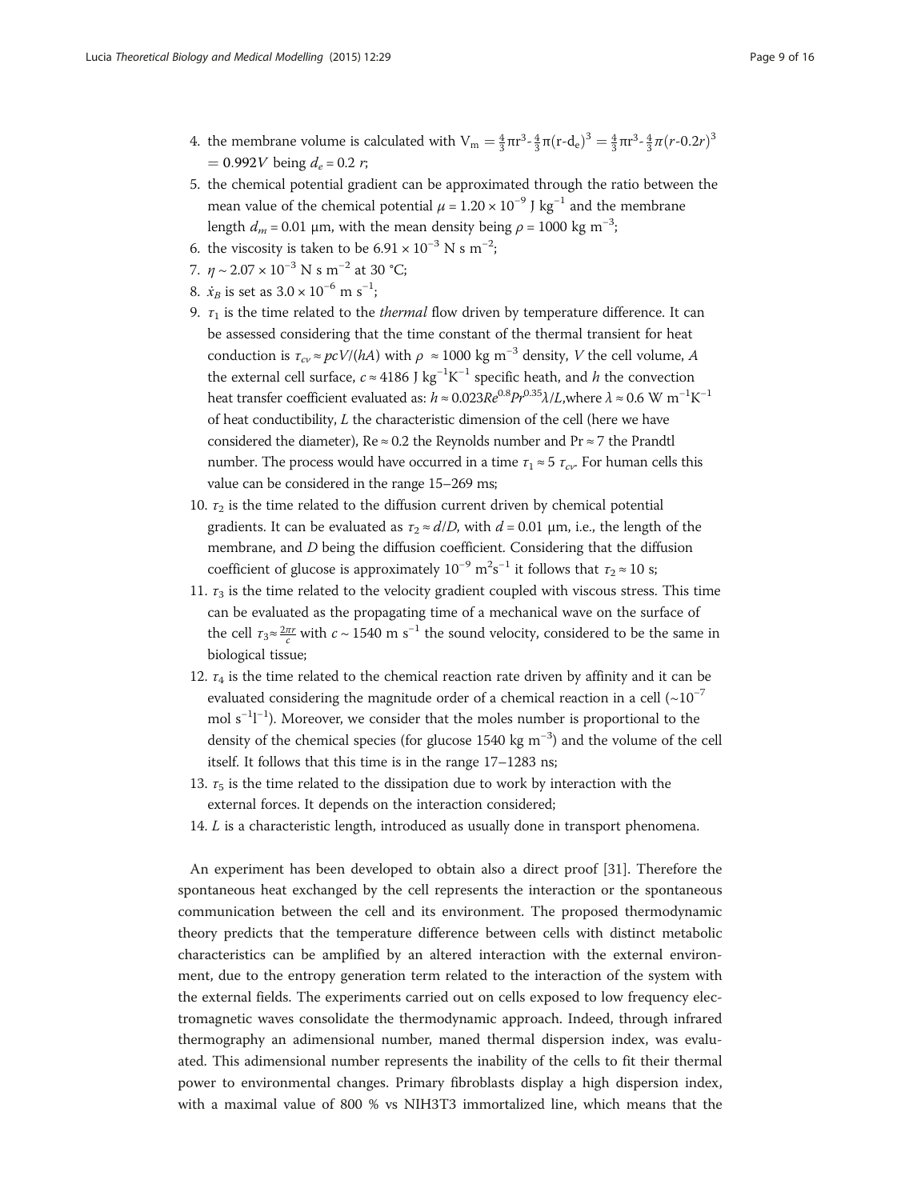4. the membrane volume is calculated with $V_m = \frac{4}{3}\pi r^3 - \frac{4}{3}\pi(r-d_e)^3 = \frac{4}{3}\pi r^3 - \frac{4}{3}\pi(r-0.2r)^3 = 0.992V$ being $d_e = 0.2\ r$;
5. the chemical potential gradient can be approximated through the ratio between the mean value of the chemical potential $\mu = 1.20 \times 10^{-9}$ J kg$^{-1}$ and the membrane length $d_m = 0.01$ μm, with the mean density being $\rho = 1000$ kg m$^{-3}$;
6. the viscosity is taken to be $6.91 \times 10^{-3}$ N s m$^{-2}$;
7. $\eta \sim 2.07 \times 10^{-3}$ N s m$^{-2}$ at 30 °C;
8. $\dot{x}_B$ is set as $3.0 \times 10^{-6}$ m s$^{-1}$;
9. $\tau_1$ is the time related to the *thermal* flow driven by temperature difference. It can be assessed considering that the time constant of the thermal transient for heat conduction is $\tau_{cv} \approx pcV/(hA)$ with $\rho \approx 1000$ kg m$^{-3}$ density, $V$ the cell volume, $A$ the external cell surface, $c \approx 4186$ J kg$^{-1}$K$^{-1}$ specific heath, and $h$ the convection heat transfer coefficient evaluated as: $h \approx 0.023Re^{0.8}Pr^{0.35}\lambda/L$,where $\lambda \approx 0.6$ W m$^{-1}$K$^{-1}$ of heat conductibility, $L$ the characteristic dimension of the cell (here we have considered the diameter), Re ≈ 0.2 the Reynolds number and Pr ≈ 7 the Prandtl number. The process would have occurred in a time $\tau_1 \approx 5\ \tau_{cv}$. For human cells this value can be considered in the range 15–269 ms;
10. $\tau_2$ is the time related to the diffusion current driven by chemical potential gradients. It can be evaluated as $\tau_2 \approx d/D$, with $d = 0.01$ μm, i.e., the length of the membrane, and $D$ being the diffusion coefficient. Considering that the diffusion coefficient of glucose is approximately $10^{-9}$ m$^2$s$^{-1}$ it follows that $\tau_2 \approx 10$ s;
11. $\tau_3$ is the time related to the velocity gradient coupled with viscous stress. This time can be evaluated as the propagating time of a mechanical wave on the surface of the cell $\tau_3 \approx \frac{2\pi r}{c}$ with $c \sim 1540$ m s$^{-1}$ the sound velocity, considered to be the same in biological tissue;
12. $\tau_4$ is the time related to the chemical reaction rate driven by affinity and it can be evaluated considering the magnitude order of a chemical reaction in a cell (~$10^{-7}$ mol s$^{-1}$l$^{-1}$). Moreover, we consider that the moles number is proportional to the density of the chemical species (for glucose 1540 kg m$^{-3}$) and the volume of the cell itself. It follows that this time is in the range 17–1283 ns;
13. $\tau_5$ is the time related to the dissipation due to work by interaction with the external forces. It depends on the interaction considered;
14. $L$ is a characteristic length, introduced as usually done in transport phenomena.

An experiment has been developed to obtain also a direct proof [31]. Therefore the spontaneous heat exchanged by the cell represents the interaction or the spontaneous communication between the cell and its environment. The proposed thermodynamic theory predicts that the temperature difference between cells with distinct metabolic characteristics can be amplified by an altered interaction with the external environment, due to the entropy generation term related to the interaction of the system with the external fields. The experiments carried out on cells exposed to low frequency electromagnetic waves consolidate the thermodynamic approach. Indeed, through infrared thermography an adimensional number, maned thermal dispersion index, was evaluated. This adimensional number represents the inability of the cells to fit their thermal power to environmental changes. Primary fibroblasts display a high dispersion index, with a maximal value of 800 % vs NIH3T3 immortalized line, which means that the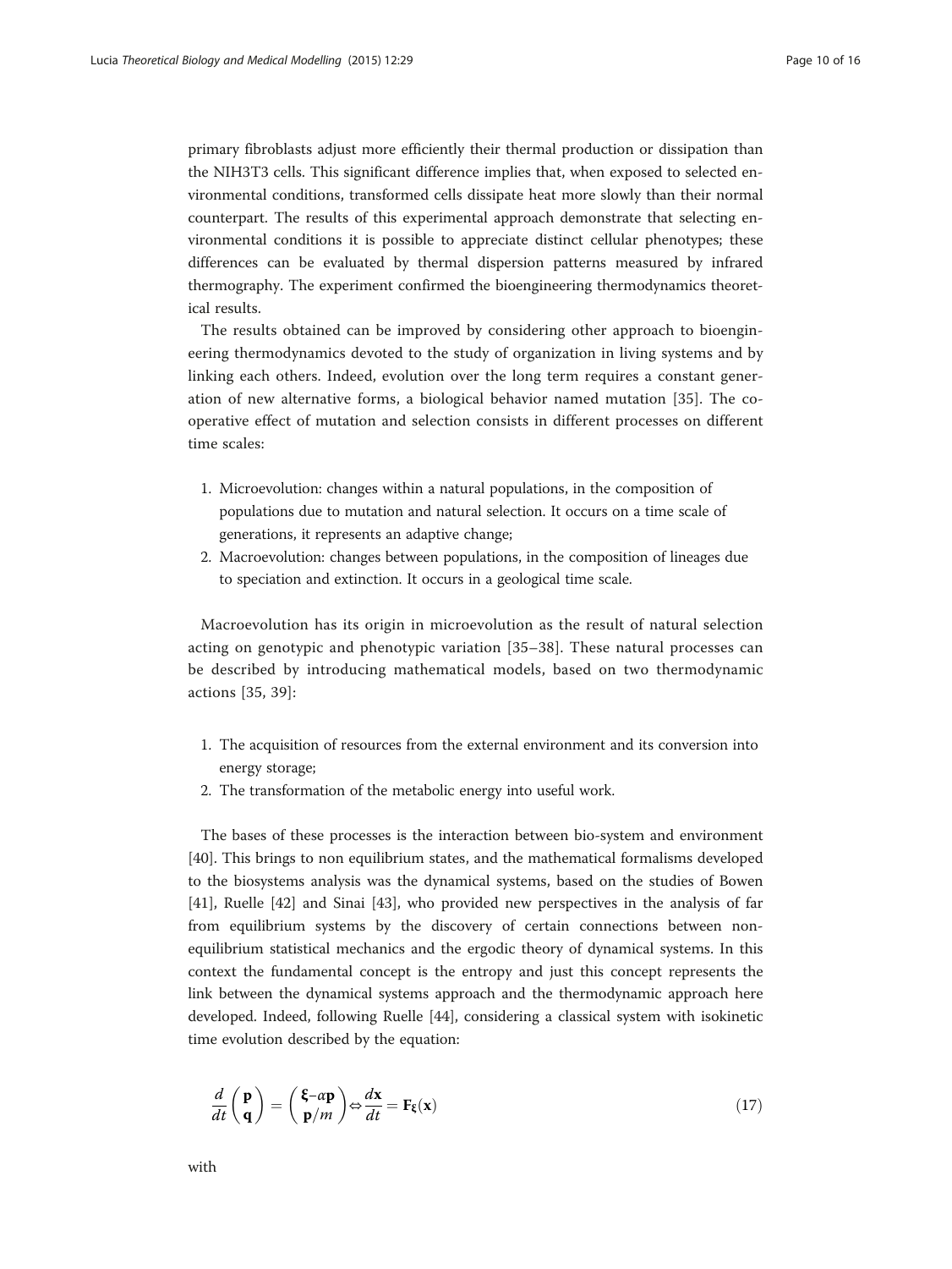primary fibroblasts adjust more efficiently their thermal production or dissipation than the NIH3T3 cells. This significant difference implies that, when exposed to selected environmental conditions, transformed cells dissipate heat more slowly than their normal counterpart. The results of this experimental approach demonstrate that selecting environmental conditions it is possible to appreciate distinct cellular phenotypes; these differences can be evaluated by thermal dispersion patterns measured by infrared thermography. The experiment confirmed the bioengineering thermodynamics theoretical results.

The results obtained can be improved by considering other approach to bioengineering thermodynamics devoted to the study of organization in living systems and by linking each others. Indeed, evolution over the long term requires a constant generation of new alternative forms, a biological behavior named mutation [35]. The cooperative effect of mutation and selection consists in different processes on different time scales:

1. Microevolution: changes within a natural populations, in the composition of populations due to mutation and natural selection. It occurs on a time scale of generations, it represents an adaptive change;
2. Macroevolution: changes between populations, in the composition of lineages due to speciation and extinction. It occurs in a geological time scale.

Macroevolution has its origin in microevolution as the result of natural selection acting on genotypic and phenotypic variation [35–38]. These natural processes can be described by introducing mathematical models, based on two thermodynamic actions [35, 39]:

1. The acquisition of resources from the external environment and its conversion into energy storage;
2. The transformation of the metabolic energy into useful work.

The bases of these processes is the interaction between bio-system and environment [40]. This brings to non equilibrium states, and the mathematical formalisms developed to the biosystems analysis was the dynamical systems, based on the studies of Bowen [41], Ruelle [42] and Sinai [43], who provided new perspectives in the analysis of far from equilibrium systems by the discovery of certain connections between non-equilibrium statistical mechanics and the ergodic theory of dynamical systems. In this context the fundamental concept is the entropy and just this concept represents the link between the dynamical systems approach and the thermodynamic approach here developed. Indeed, following Ruelle [44], considering a classical system with isokinetic time evolution described by the equation:

$$\frac{d}{dt}\begin{pmatrix}\mathbf{p}\\ \mathbf{q}\end{pmatrix} = \begin{pmatrix}\boldsymbol{\xi}-\alpha\mathbf{p}\\ \mathbf{p}/m\end{pmatrix} \Leftrightarrow \frac{d\mathbf{x}}{dt} = \mathbf{F}_{\boldsymbol{\xi}}(\mathbf{x}) \tag{17}$$

with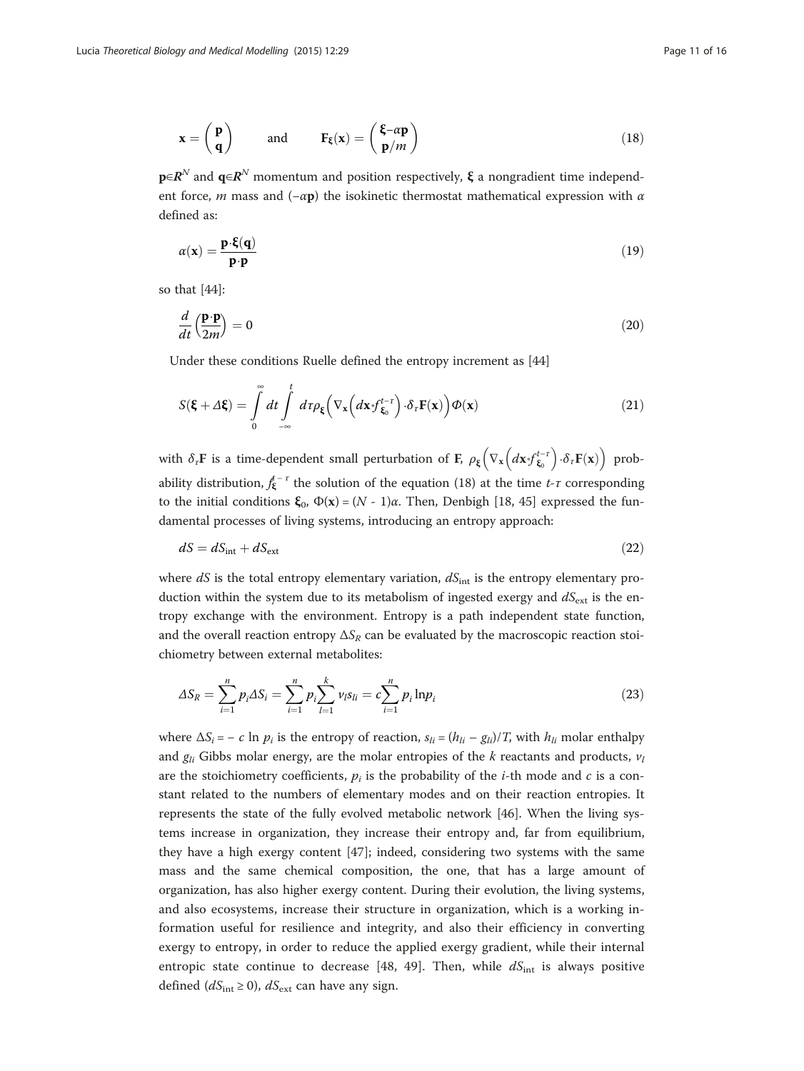$$\mathbf{x} = \begin{pmatrix} \mathbf{p} \\ \mathbf{q} \end{pmatrix} \qquad \text{and} \qquad \mathbf{F}_{\boldsymbol{\xi}}(\mathbf{x}) = \begin{pmatrix} \boldsymbol{\xi} - \alpha\mathbf{p} \\ \mathbf{p}/m \end{pmatrix} \tag{18}$$

$\mathbf{p} \in \boldsymbol{R}^N$ and $\mathbf{q} \in \boldsymbol{R}^N$ momentum and position respectively, $\boldsymbol{\xi}$ a nongradient time independent force, $m$ mass and $(-\alpha\mathbf{p})$ the isokinetic thermostat mathematical expression with $\alpha$ defined as:

$$\alpha(\mathbf{x}) = \frac{\mathbf{p} \cdot \boldsymbol{\xi}(\mathbf{q})}{\mathbf{p} \cdot \mathbf{p}} \tag{19}$$

so that [44]:

$$\frac{d}{dt}\left(\frac{\mathbf{p} \cdot \mathbf{p}}{2m}\right) = 0 \tag{20}$$

Under these conditions Ruelle defined the entropy increment as [44]

$$S(\boldsymbol{\xi} + \Delta\boldsymbol{\xi}) = \int_0^\infty dt \int_{-\infty}^t d\tau \rho_{\boldsymbol{\xi}}\left(\nabla_{\mathbf{x}}\left(d\mathbf{x} \circ f_{\boldsymbol{\xi}_0}^{t-\tau}\right) \cdot \delta_\tau \mathbf{F}(\mathbf{x})\right) \Phi(\mathbf{x}) \tag{21}$$

with $\delta_\tau\mathbf{F}$ is a time-dependent small perturbation of $\mathbf{F}$, $\rho_{\boldsymbol{\xi}}\left(\nabla_{\mathbf{x}}\left(d\mathbf{x} \circ f_{\boldsymbol{\xi}_0}^{t-\tau}\right) \cdot \delta_\tau \mathbf{F}(\mathbf{x})\right)$ probability distribution, $f_{\boldsymbol{\xi}}^{t-\tau}$ the solution of the equation (18) at the time $t$-$\tau$ corresponding to the initial conditions $\boldsymbol{\xi}_0$, $\Phi(\mathbf{x}) = (N - 1)\alpha$. Then, Denbigh [18, 45] expressed the fundamental processes of living systems, introducing an entropy approach:

$$dS = dS_{\text{int}} + dS_{\text{ext}} \tag{22}$$

where $dS$ is the total entropy elementary variation, $dS_{\text{int}}$ is the entropy elementary production within the system due to its metabolism of ingested exergy and $dS_{\text{ext}}$ is the entropy exchange with the environment. Entropy is a path independent state function, and the overall reaction entropy $\Delta S_R$ can be evaluated by the macroscopic reaction stoichiometry between external metabolites:

$$\Delta S_R = \sum_{i=1}^n p_i \Delta S_i = \sum_{i=1}^n p_i \sum_{l=1}^k \nu_l s_{li} = c\sum_{i=1}^n p_i \ln p_i \tag{23}$$

where $\Delta S_i = -\, c \ln p_i$ is the entropy of reaction, $s_{li} = (h_{li} - g_{li})/T$, with $h_{li}$ molar enthalpy and $g_{li}$ Gibbs molar energy, are the molar entropies of the $k$ reactants and products, $\nu_l$ are the stoichiometry coefficients, $p_i$ is the probability of the $i$-th mode and $c$ is a constant related to the numbers of elementary modes and on their reaction entropies. It represents the state of the fully evolved metabolic network [46]. When the living systems increase in organization, they increase their entropy and, far from equilibrium, they have a high exergy content [47]; indeed, considering two systems with the same mass and the same chemical composition, the one, that has a large amount of organization, has also higher exergy content. During their evolution, the living systems, and also ecosystems, increase their structure in organization, which is a working information useful for resilience and integrity, and also their efficiency in converting exergy to entropy, in order to reduce the applied exergy gradient, while their internal entropic state continue to decrease [48, 49]. Then, while $dS_{\text{int}}$ is always positive defined ($dS_{\text{int}} \geq 0$), $dS_{\text{ext}}$ can have any sign.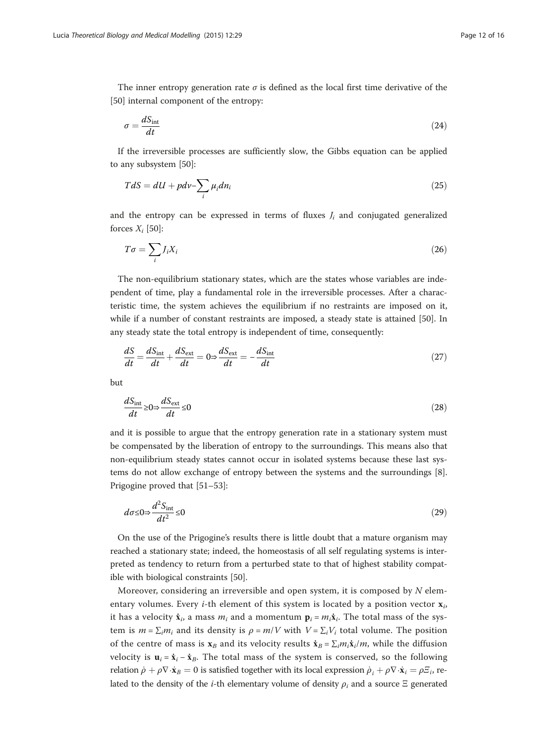The inner entropy generation rate $\sigma$ is defined as the local first time derivative of the [50] internal component of the entropy:

$$\sigma = \frac{dS_{\text{int}}}{dt} \tag{24}$$

If the irreversible processes are sufficiently slow, the Gibbs equation can be applied to any subsystem [50]:

$$TdS = dU + pdv - \sum_i \mu_i dn_i \tag{25}$$

and the entropy can be expressed in terms of fluxes $J_i$ and conjugated generalized forces $X_i$ [50]:

$$T\sigma = \sum_i J_i X_i \tag{26}$$

The non-equilibrium stationary states, which are the states whose variables are independent of time, play a fundamental role in the irreversible processes. After a characteristic time, the system achieves the equilibrium if no restraints are imposed on it, while if a number of constant restraints are imposed, a steady state is attained [50]. In any steady state the total entropy is independent of time, consequently:

$$\frac{dS}{dt} = \frac{dS_{\text{int}}}{dt} + \frac{dS_{\text{ext}}}{dt} = 0 \Rightarrow \frac{dS_{\text{ext}}}{dt} = -\frac{dS_{\text{int}}}{dt} \tag{27}$$

but

$$\frac{dS_{\text{int}}}{dt} \geq 0 \Rightarrow \frac{dS_{\text{ext}}}{dt} \leq 0 \tag{28}$$

and it is possible to argue that the entropy generation rate in a stationary system must be compensated by the liberation of entropy to the surroundings. This means also that non-equilibrium steady states cannot occur in isolated systems because these last systems do not allow exchange of entropy between the systems and the surroundings [8]. Prigogine proved that [51–53]:

$$d\sigma \leq 0 \Rightarrow \frac{d^2 S_{\text{int}}}{dt^2} \leq 0 \tag{29}$$

On the use of the Prigogine's results there is little doubt that a mature organism may reached a stationary state; indeed, the homeostasis of all self regulating systems is interpreted as tendency to return from a perturbed state to that of highest stability compatible with biological constraints [50].

Moreover, considering an irreversible and open system, it is composed by $N$ elementary volumes. Every $i$-th element of this system is located by a position vector $\mathbf{x}_i$, it has a velocity $\dot{\mathbf{x}}_i$, a mass $m_i$ and a momentum $\mathbf{p}_i = m_i \dot{\mathbf{x}}_i$. The total mass of the system is $m = \sum_i m_i$ and its density is $\rho = m/V$ with $V = \sum_i V_i$ total volume. The position of the centre of mass is $\mathbf{x}_B$ and its velocity results $\dot{\mathbf{x}}_B = \sum_i m_i \dot{\mathbf{x}}_i / m$, while the diffusion velocity is $\mathbf{u}_i = \dot{\mathbf{x}}_i - \dot{\mathbf{x}}_B$. The total mass of the system is conserved, so the following relation $\dot{\rho} + \rho \nabla \cdot \dot{\mathbf{x}}_B = 0$ is satisfied together with its local expression $\dot{\rho}_i + \rho \nabla \cdot \dot{\mathbf{x}}_i = \rho \Xi_i$, related to the density of the $i$-th elementary volume of density $\rho_i$ and a source $\Xi$ generated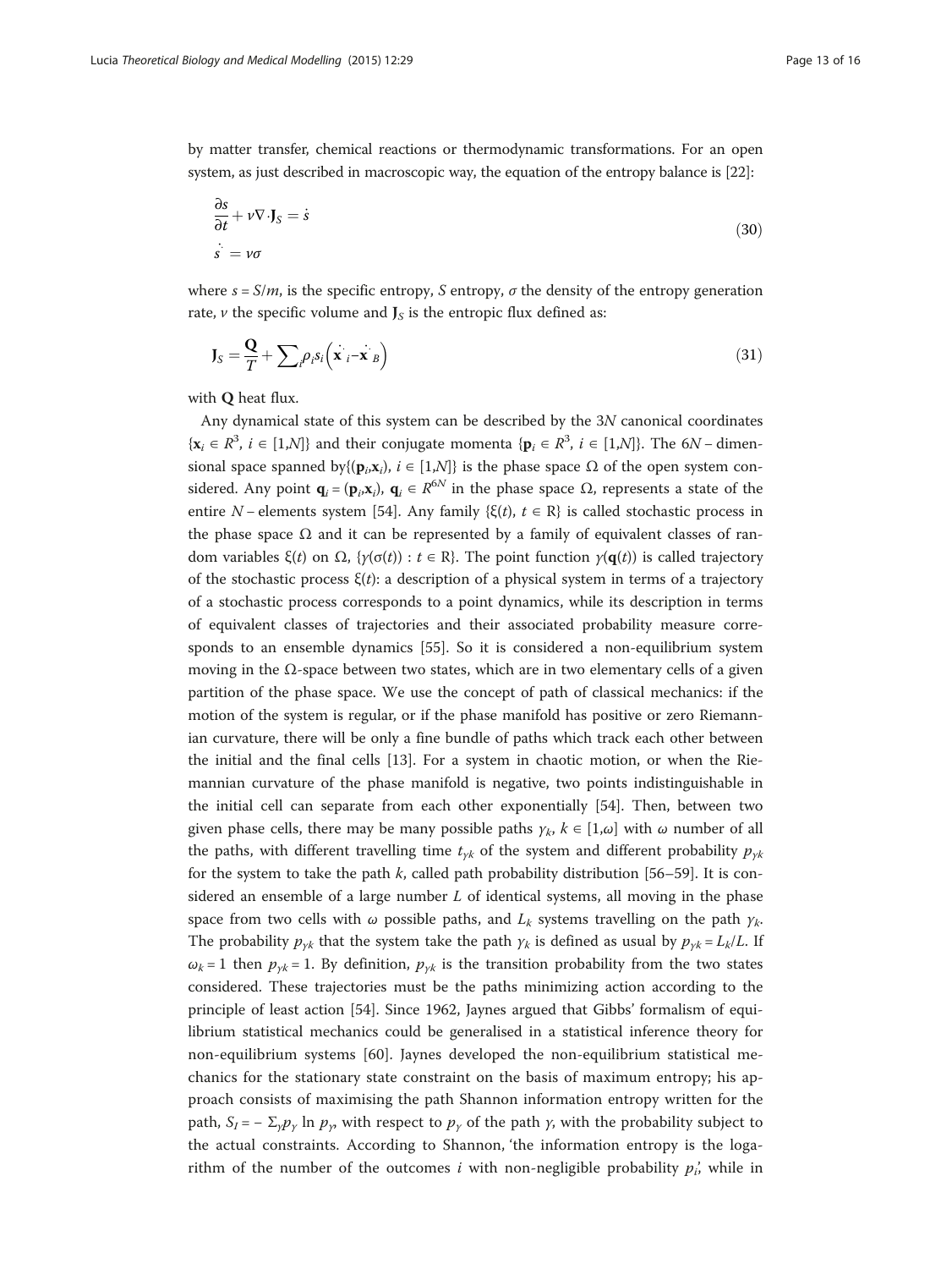by matter transfer, chemical reactions or thermodynamic transformations. For an open system, as just described in macroscopic way, the equation of the entropy balance is [22]:

$$
\begin{aligned}
&\frac{\partial s}{\partial t} + \nu \nabla \cdot \mathbf{J}_S = \dot{s} \\
&\dot{s} = \nu \sigma
\end{aligned}
\tag{30}
$$

where $s = S/m$, is the specific entropy, $S$ entropy, $\sigma$ the density of the entropy generation rate, $\nu$ the specific volume and $\mathbf{J}_S$ is the entropic flux defined as:

$$
\mathbf{J}_S = \frac{\mathbf{Q}}{T} + \sum_i \rho_i s_i \left( \dot{\mathbf{x}}_i - \dot{\mathbf{x}}_B \right)
\tag{31}
$$

with $\mathbf{Q}$ heat flux.

Any dynamical state of this system can be described by the $3N$ canonical coordinates $\{\mathbf{x}_i \in R^3,\ i \in [1,N]\}$ and their conjugate momenta $\{\mathbf{p}_i \in R^3,\ i \in [1,N]\}$. The $6N$ – dimensional space spanned by$\{(\mathbf{p}_i,\mathbf{x}_i),\ i \in [1,N]\}$ is the phase space $\Omega$ of the open system considered. Any point $\mathbf{q}_i = (\mathbf{p}_i,\mathbf{x}_i)$, $\mathbf{q}_i \in R^{6N}$ in the phase space $\Omega$, represents a state of the entire $N$ – elements system [54]. Any family $\{\xi(t),\ t \in \mathrm{R}\}$ is called stochastic process in the phase space $\Omega$ and it can be represented by a family of equivalent classes of random variables $\xi(t)$ on $\Omega$, $\{\gamma(\sigma(t)) : t \in \mathrm{R}\}$. The point function $\gamma(\mathbf{q}(t))$ is called trajectory of the stochastic process $\xi(t)$: a description of a physical system in terms of a trajectory of a stochastic process corresponds to a point dynamics, while its description in terms of equivalent classes of trajectories and their associated probability measure corresponds to an ensemble dynamics [55]. So it is considered a non-equilibrium system moving in the $\Omega$-space between two states, which are in two elementary cells of a given partition of the phase space. We use the concept of path of classical mechanics: if the motion of the system is regular, or if the phase manifold has positive or zero Riemannian curvature, there will be only a fine bundle of paths which track each other between the initial and the final cells [13]. For a system in chaotic motion, or when the Riemannian curvature of the phase manifold is negative, two points indistinguishable in the initial cell can separate from each other exponentially [54]. Then, between two given phase cells, there may be many possible paths $\gamma_k$, $k \in [1,\omega]$ with $\omega$ number of all the paths, with different travelling time $t_{\gamma k}$ of the system and different probability $p_{\gamma k}$ for the system to take the path $k$, called path probability distribution [56–59]. It is considered an ensemble of a large number $L$ of identical systems, all moving in the phase space from two cells with $\omega$ possible paths, and $L_k$ systems travelling on the path $\gamma_k$. The probability $p_{\gamma k}$ that the system take the path $\gamma_k$ is defined as usual by $p_{\gamma k} = L_k/L$. If $\omega_k = 1$ then $p_{\gamma k} = 1$. By definition, $p_{\gamma k}$ is the transition probability from the two states considered. These trajectories must be the paths minimizing action according to the principle of least action [54]. Since 1962, Jaynes argued that Gibbs' formalism of equilibrium statistical mechanics could be generalised in a statistical inference theory for non-equilibrium systems [60]. Jaynes developed the non-equilibrium statistical mechanics for the stationary state constraint on the basis of maximum entropy; his approach consists of maximising the path Shannon information entropy written for the path, $S_I = -\sum_\gamma p_\gamma \ln p_\gamma$, with respect to $p_\gamma$ of the path $\gamma$, with the probability subject to the actual constraints. According to Shannon, 'the information entropy is the logarithm of the number of the outcomes $i$ with non-negligible probability $p_i$', while in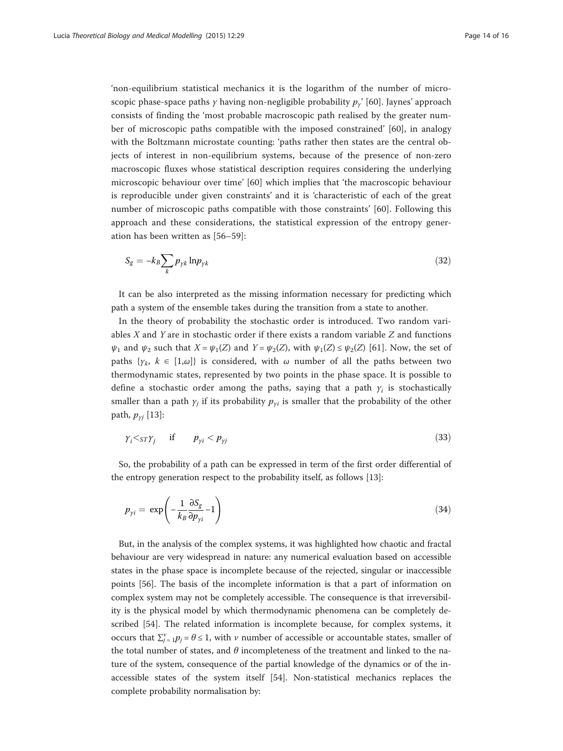'non-equilibrium statistical mechanics it is the logarithm of the number of microscopic phase-space paths $\gamma$ having non-negligible probability $p_\gamma$' [60]. Jaynes' approach consists of finding the 'most probable macroscopic path realised by the greater number of microscopic paths compatible with the imposed constrained' [60], in analogy with the Boltzmann microstate counting: 'paths rather then states are the central objects of interest in non-equilibrium systems, because of the presence of non-zero macroscopic fluxes whose statistical description requires considering the underlying microscopic behaviour over time' [60] which implies that 'the macroscopic behaviour is reproducible under given constraints' and it is 'characteristic of each of the great number of microscopic paths compatible with those constraints' [60]. Following this approach and these considerations, the statistical expression of the entropy generation has been written as [56–59]:

$$S_g = -k_B \sum_k p_{\gamma k} \ln p_{\gamma k} \tag{32}$$

It can be also interpreted as the missing information necessary for predicting which path a system of the ensemble takes during the transition from a state to another.

In the theory of probability the stochastic order is introduced. Two random variables $X$ and $Y$ are in stochastic order if there exists a random variable $Z$ and functions $\psi_1$ and $\psi_2$ such that $X = \psi_1(Z)$ and $Y = \psi_2(Z)$, with $\psi_1(Z) \leq \psi_2(Z)$ [61]. Now, the set of paths $\{\gamma_k,\ k \in [1,\omega]\}$ is considered, with $\omega$ number of all the paths between two thermodynamic states, represented by two points in the phase space. It is possible to define a stochastic order among the paths, saying that a path $\gamma_i$ is stochastically smaller than a path $\gamma_j$ if its probability $p_{\gamma i}$ is smaller that the probability of the other path, $p_{\gamma j}$ [13]:

$$\gamma_i <_{ST} \gamma_j \quad \text{if} \quad p_{\gamma i} < p_{\gamma j} \tag{33}$$

So, the probability of a path can be expressed in term of the first order differential of the entropy generation respect to the probability itself, as follows [13]:

$$p_{\gamma i} = \exp\left(-\frac{1}{k_B}\frac{\partial S_g}{\partial p_{\gamma i}} - 1\right) \tag{34}$$

But, in the analysis of the complex systems, it was highlighted how chaotic and fractal behaviour are very widespread in nature: any numerical evaluation based on accessible states in the phase space is incomplete because of the rejected, singular or inaccessible points [56]. The basis of the incomplete information is that a part of information on complex system may not be completely accessible. The consequence is that irreversibility is the physical model by which thermodynamic phenomena can be completely described [54]. The related information is incomplete because, for complex systems, it occurs that $\sum_{j=1}^{\nu} p_j = \theta \leq 1$, with $\nu$ number of accessible or accountable states, smaller of the total number of states, and $\theta$ incompleteness of the treatment and linked to the nature of the system, consequence of the partial knowledge of the dynamics or of the inaccessible states of the system itself [54]. Non-statistical mechanics replaces the complete probability normalisation by: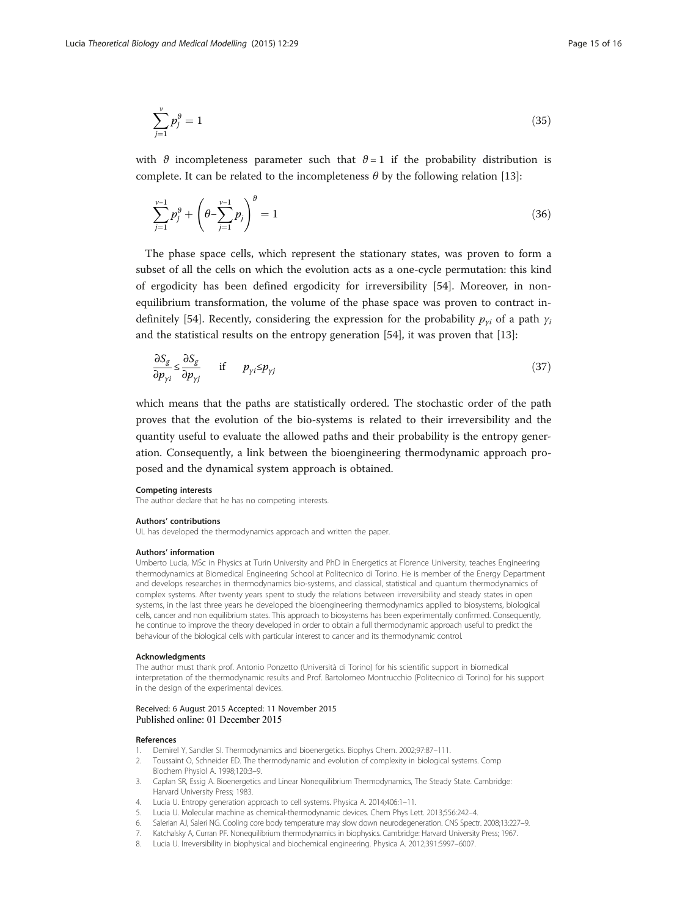$$\sum_{j=1}^{\nu} p_j^{\vartheta} = 1 \tag{35}$$

with $\vartheta$ incompleteness parameter such that $\vartheta = 1$ if the probability distribution is complete. It can be related to the incompleteness $\theta$ by the following relation [13]:

$$\sum_{j=1}^{\nu-1} p_j^{\vartheta} + \left(\theta - \sum_{j=1}^{\nu-1} p_j\right)^{\vartheta} = 1 \tag{36}$$

The phase space cells, which represent the stationary states, was proven to form a subset of all the cells on which the evolution acts as a one-cycle permutation: this kind of ergodicity has been defined ergodicity for irreversibility [54]. Moreover, in non-equilibrium transformation, the volume of the phase space was proven to contract indefinitely [54]. Recently, considering the expression for the probability $p_{\gamma i}$ of a path $\gamma_i$ and the statistical results on the entropy generation [54], it was proven that [13]:

$$\frac{\partial S_g}{\partial p_{\gamma i}} \leq \frac{\partial S_g}{\partial p_{\gamma j}} \quad \text{if} \quad p_{\gamma i} \leq p_{\gamma j} \tag{37}$$

which means that the paths are statistically ordered. The stochastic order of the path proves that the evolution of the bio-systems is related to their irreversibility and the quantity useful to evaluate the allowed paths and their probability is the entropy generation. Consequently, a link between the bioengineering thermodynamic approach proposed and the dynamical system approach is obtained.

#### Competing interests

The author declare that he has no competing interests.

#### Authors' contributions

UL has developed the thermodynamics approach and written the paper.

#### Authors' information

Umberto Lucia, MSc in Physics at Turin University and PhD in Energetics at Florence University, teaches Engineering thermodynamics at Biomedical Engineering School at Politecnico di Torino. He is member of the Energy Department and develops researches in thermodynamics bio-systems, and classical, statistical and quantum thermodynamics of complex systems. After twenty years spent to study the relations between irreversibility and steady states in open systems, in the last three years he developed the bioengineering thermodynamics applied to biosystems, biological cells, cancer and non equilibrium states. This approach to biosystems has been experimentally confirmed. Consequently, he continue to improve the theory developed in order to obtain a full thermodynamic approach useful to predict the behaviour of the biological cells with particular interest to cancer and its thermodynamic control.

#### Acknowledgments

The author must thank prof. Antonio Ponzetto (Università di Torino) for his scientific support in biomedical interpretation of the thermodynamic results and Prof. Bartolomeo Montrucchio (Politecnico di Torino) for his support in the design of the experimental devices.

Received: 6 August 2015 Accepted: 11 November 2015
Published online: 01 December 2015

#### References

1. Demirel Y, Sandler SI. Thermodynamics and bioenergetics. Biophys Chem. 2002;97:87–111.
2. Toussaint O, Schneider ED. The thermodynamic and evolution of complexity in biological systems. Comp Biochem Physiol A. 1998;120:3–9.
3. Caplan SR, Essig A. Bioenergetics and Linear Nonequilibrium Thermodynamics, The Steady State. Cambridge: Harvard University Press; 1983.
4. Lucia U. Entropy generation approach to cell systems. Physica A. 2014;406:1–11.
5. Lucia U. Molecular machine as chemical-thermodynamic devices. Chem Phys Lett. 2013;556:242–4.
6. Salerian AJ, Saleri NG. Cooling core body temperature may slow down neurodegeneration. CNS Spectr. 2008;13:227–9.
7. Katchalsky A, Curran PF. Nonequilibrium thermodynamics in biophysics. Cambridge: Harvard University Press; 1967.
8. Lucia U. Irreversibility in biophysical and biochemical engineering. Physica A. 2012;391:5997–6007.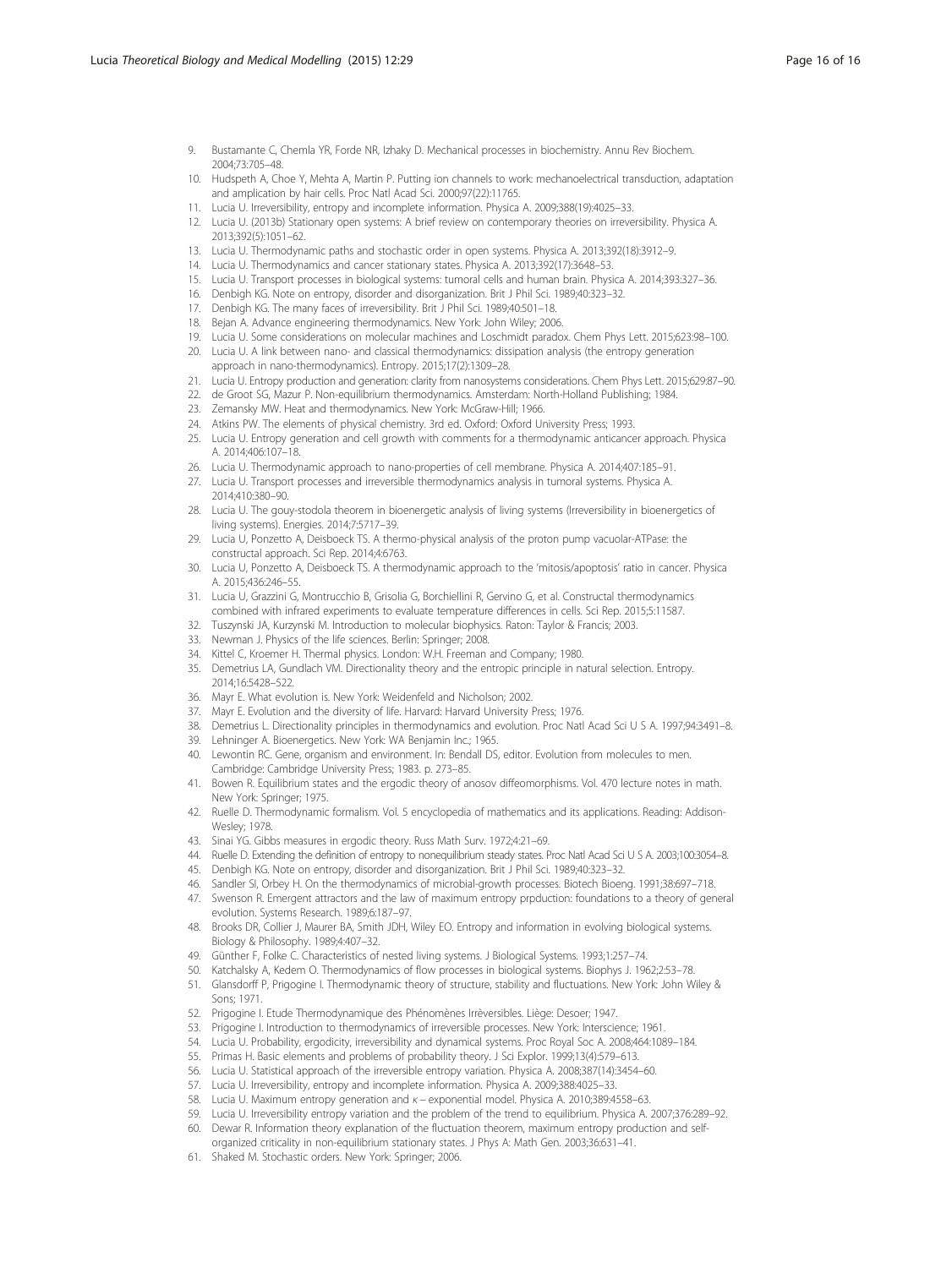9. Bustamante C, Chemla YR, Forde NR, Izhaky D. Mechanical processes in biochemistry. Annu Rev Biochem. 2004;73:705–48.
10. Hudspeth A, Choe Y, Mehta A, Martin P. Putting ion channels to work: mechanoelectrical transduction, adaptation and amplication by hair cells. Proc Natl Acad Sci. 2000;97(22):11765.
11. Lucia U. Irreversibility, entropy and incomplete information. Physica A. 2009;388(19):4025–33.
12. Lucia U. (2013b) Stationary open systems: A brief review on contemporary theories on irreversibility. Physica A. 2013;392(5):1051–62.
13. Lucia U. Thermodynamic paths and stochastic order in open systems. Physica A. 2013;392(18):3912–9.
14. Lucia U. Thermodynamics and cancer stationary states. Physica A. 2013;392(17):3648–53.
15. Lucia U. Transport processes in biological systems: tumoral cells and human brain. Physica A. 2014;393:327–36.
16. Denbigh KG. Note on entropy, disorder and disorganization. Brit J Phil Sci. 1989;40:323–32.
17. Denbigh KG. The many faces of irreversibility. Brit J Phil Sci. 1989;40:501–18.
18. Bejan A. Advance engineering thermodynamics. New York: John Wiley; 2006.
19. Lucia U. Some considerations on molecular machines and Loschmidt paradox. Chem Phys Lett. 2015;623:98–100.
20. Lucia U. A link between nano- and classical thermodynamics: dissipation analysis (the entropy generation approach in nano-thermodynamics). Entropy. 2015;17(2):1309–28.
21. Lucia U. Entropy production and generation: clarity from nanosystems considerations. Chem Phys Lett. 2015;629:87–90.
22. de Groot SG, Mazur P. Non-equilibrium thermodynamics. Amsterdam: North-Holland Publishing; 1984.
23. Zemansky MW. Heat and thermodynamics. New York: McGraw-Hill; 1966.
24. Atkins PW. The elements of physical chemistry. 3rd ed. Oxford: Oxford University Press; 1993.
25. Lucia U. Entropy generation and cell growth with comments for a thermodynamic anticancer approach. Physica A. 2014;406:107–18.
26. Lucia U. Thermodynamic approach to nano-properties of cell membrane. Physica A. 2014;407:185–91.
27. Lucia U. Transport processes and irreversible thermodynamics analysis in tumoral systems. Physica A. 2014;410:380–90.
28. Lucia U. The gouy-stodola theorem in bioenergetic analysis of living systems (Irreversibility in bioenergetics of living systems). Energies. 2014;7:5717–39.
29. Lucia U, Ponzetto A, Deisboeck TS. A thermo-physical analysis of the proton pump vacuolar-ATPase: the constructal approach. Sci Rep. 2014;4:6763.
30. Lucia U, Ponzetto A, Deisboeck TS. A thermodynamic approach to the 'mitosis/apoptosis' ratio in cancer. Physica A. 2015;436:246–55.
31. Lucia U, Grazzini G, Montrucchio B, Grisolia G, Borchiellini R, Gervino G, et al. Constructal thermodynamics combined with infrared experiments to evaluate temperature differences in cells. Sci Rep. 2015;5:11587.
32. Tuszynski JA, Kurzynski M. Introduction to molecular biophysics. Raton: Taylor & Francis; 2003.
33. Newman J. Physics of the life sciences. Berlin: Springer; 2008.
34. Kittel C, Kroemer H. Thermal physics. London: W.H. Freeman and Company; 1980.
35. Demetrius LA, Gundlach VM. Directionality theory and the entropic principle in natural selection. Entropy. 2014;16:5428–522.
36. Mayr E. What evolution is. New York: Weidenfeld and Nicholson; 2002.
37. Mayr E. Evolution and the diversity of life. Harvard: Harvard University Press; 1976.
38. Demetrius L. Directionality principles in thermodynamics and evolution. Proc Natl Acad Sci U S A. 1997;94:3491–8.
39. Lehninger A. Bioenergetics. New York: WA Benjamin Inc.; 1965.
40. Lewontin RC. Gene, organism and environment. In: Bendall DS, editor. Evolution from molecules to men. Cambridge: Cambridge University Press; 1983. p. 273–85.
41. Bowen R. Equilibrium states and the ergodic theory of anosov diffeomorphisms. Vol. 470 lecture notes in math. New York: Springer; 1975.
42. Ruelle D. Thermodynamic formalism. Vol. 5 encyclopedia of mathematics and its applications. Reading: Addison-Wesley; 1978.
43. Sinai YG. Gibbs measures in ergodic theory. Russ Math Surv. 1972;4:21–69.
44. Ruelle D. Extending the definition of entropy to nonequilibrium steady states. Proc Natl Acad Sci U S A. 2003;100:3054–8.
45. Denbigh KG. Note on entropy, disorder and disorganization. Brit J Phil Sci. 1989;40:323–32.
46. Sandler SI, Orbey H. On the thermodynamics of microbial-growth processes. Biotech Bioeng. 1991;38:697–718.
47. Swenson R. Emergent attractors and the law of maximum entropy prpduction: foundations to a theory of general evolution. Systems Research. 1989;6:187–97.
48. Brooks DR, Collier J, Maurer BA, Smith JDH, Wiley EO. Entropy and information in evolving biological systems. Biology & Philosophy. 1989;4:407–32.
49. Günther F, Folke C. Characteristics of nested living systems. J Biological Systems. 1993;1:257–74.
50. Katchalsky A, Kedem O. Thermodynamics of flow processes in biological systems. Biophys J. 1962;2:53–78.
51. Glansdorff P, Prigogine I. Thermodynamic theory of structure, stability and fluctuations. New York: John Wiley & Sons; 1971.
52. Prigogine I. Etude Thermodynamique des Phénomènes Irrèversibles. Liège: Desoer; 1947.
53. Prigogine I. Introduction to thermodynamics of irreversible processes. New York: Interscience; 1961.
54. Lucia U. Probability, ergodicity, irreversibility and dynamical systems. Proc Royal Soc A. 2008;464:1089–184.
55. Primas H. Basic elements and problems of probability theory. J Sci Explor. 1999;13(4):579–613.
56. Lucia U. Statistical approach of the irreversible entropy variation. Physica A. 2008;387(14):3454–60.
57. Lucia U. Irreversibility, entropy and incomplete information. Physica A. 2009;388:4025–33.
58. Lucia U. Maximum entropy generation and $\kappa$ – exponential model. Physica A. 2010;389:4558–63.
59. Lucia U. Irreversibility entropy variation and the problem of the trend to equilibrium. Physica A. 2007;376:289–92.
60. Dewar R. Information theory explanation of the fluctuation theorem, maximum entropy production and self-organized criticality in non-equilibrium stationary states. J Phys A: Math Gen. 2003;36:631–41.
61. Shaked M. Stochastic orders. New York: Springer; 2006.